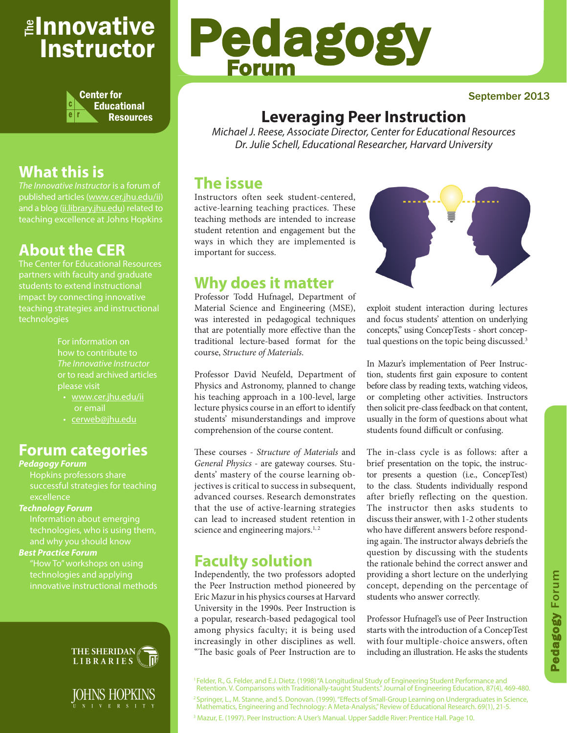# The Innovative Instructor

Center for Educational Resources

# Pedagogy Forum

September 2013

## Leveraging Peer Instruction

*Michael J. Reese, Associate Director, Center for Educational Resources*
*Dr. Julie Schell, Educational Researcher, Harvard University*

## What this is

*The Innovative Instructor* is a forum of published articles (www.cer.jhu.edu/ii) and a blog (ii.library.jhu.edu) related to teaching excellence at Johns Hopkins

## About the CER

The Center for Educational Resources partners with faculty and graduate students to extend instructional impact by connecting innovative teaching strategies and instructional technologies

For information on how to contribute to *The Innovative Instructor* or to read archived articles please visit

- www.cer.jhu.edu/ii or email
- cerweb@jhu.edu

## Forum categories

***Pedagogy Forum***
Hopkins professors share successful strategies for teaching excellence

***Technology Forum***
Information about emerging technologies, who is using them, and why you should know

***Best Practice Forum***
"How To" workshops on using technologies and applying innovative instructional methods

## The issue

Instructors often seek student-centered, active-learning teaching practices. These teaching methods are intended to increase student retention and engagement but the ways in which they are implemented is important for success.

## Why does it matter

Professor Todd Hufnagel, Department of Material Science and Engineering (MSE), was interested in pedagogical techniques that are potentially more effective than the traditional lecture-based format for the course, *Structure of Materials.*

Professor David Neufeld, Department of Physics and Astronomy, planned to change his teaching approach in a 100-level, large lecture physics course in an effort to identify students' misunderstandings and improve comprehension of the course content.

These courses - *Structure of Materials* and *General Physics* - are gateway courses. Students' mastery of the course learning objectives is critical to success in subsequent, advanced courses. Research demonstrates that the use of active-learning strategies can lead to increased student retention in science and engineering majors.[1, 2]

## Faculty solution

Independently, the two professors adopted the Peer Instruction method pioneered by Eric Mazur in his physics courses at Harvard University in the 1990s. Peer Instruction is a popular, research-based pedagogical tool among physics faculty; it is being used increasingly in other disciplines as well. "The basic goals of Peer Instruction are to exploit student interaction during lectures and focus students' attention on underlying concepts," using ConcepTests - short conceptual questions on the topic being discussed.[3]

In Mazur's implementation of Peer Instruction, students first gain exposure to content before class by reading texts, watching videos, or completing other activities. Instructors then solicit pre-class feedback on that content, usually in the form of questions about what students found difficult or confusing.

The in-class cycle is as follows: after a brief presentation on the topic, the instructor presents a question (i.e., ConcepTest) to the class. Students individually respond after briefly reflecting on the question. The instructor then asks students to discuss their answer, with 1-2 other students who have different answers before responding again. The instructor always debriefs the question by discussing with the students the rationale behind the correct answer and providing a short lecture on the underlying concept, depending on the percentage of students who answer correctly.

Professor Hufnagel's use of Peer Instruction starts with the introduction of a ConcepTest with four multiple-choice answers, often including an illustration. He asks the students

[1] Felder, R., G. Felder, and E.J. Dietz. (1998) "A Longitudinal Study of Engineering Student Performance and Retention. V. Comparisons with Traditionally-taught Students." Journal of Engineering Education, 87(4), 469-480.

[2] Springer, L., M. Stanne, and S. Donovan. (1999). "Effects of Small-Group Learning on Undergraduates in Science, Mathematics, Engineering and Technology: A Meta-Analysis," Review of Educational Research. 69(1), 21-5.

[3] Mazur, E. (1997). Peer Instruction: A User's Manual. Upper Saddle River: Prentice Hall. Page 10.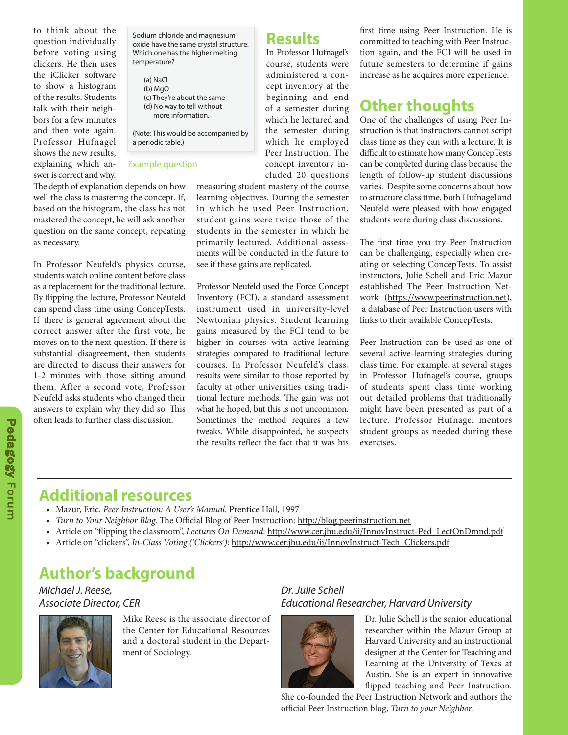to think about the question individually before voting using clickers. He then uses the iClicker software to show a histogram of the results. Students talk with their neighbors for a few minutes and then vote again. Professor Hufnagel shows the new results, explaining which answer is correct and why. The depth of explanation depends on how well the class is mastering the concept. If, based on the histogram, the class has not mastered the concept, he will ask another question on the same concept, repeating as necessary.

> Sodium chloride and magnesium oxide have the same crystal structure. Which one has the higher melting temperature?
>
> (a) NaCl
> (b) MgO
> (c) They're about the same
> (d) No way to tell without more information.
>
> (Note: This would be accompanied by a periodic table.)

Example question

In Professor Neufeld's physics course, students watch online content before class as a replacement for the traditional lecture. By flipping the lecture, Professor Neufeld can spend class time using ConcepTests. If there is general agreement about the correct answer after the first vote, he moves on to the next question. If there is substantial disagreement, then students are directed to discuss their answers for 1-2 minutes with those sitting around them. After a second vote, Professor Neufeld asks students who changed their answers to explain why they did so. This often leads to further class discussion.

## Results

In Professor Hufnagel's course, students were administered a concept inventory at the beginning and end of a semester during which he lectured and the semester during which he employed Peer Instruction. The concept inventory included 20 questions measuring student mastery of the course learning objectives. During the semester in which he used Peer Instruction, student gains were twice those of the students in the semester in which he primarily lectured. Additional assessments will be conducted in the future to see if these gains are replicated.

Professor Neufeld used the Force Concept Inventory (FCI), a standard assessment instrument used in university-level Newtonian physics. Student learning gains measured by the FCI tend to be higher in courses with active-learning strategies compared to traditional lecture courses. In Professor Neufeld's class, results were similar to those reported by faculty at other universities using traditional lecture methods. The gain was not what he hoped, but this is not uncommon. Sometimes the method requires a few tweaks. While disappointed, he suspects the results reflect the fact that it was his first time using Peer Instruction. He is committed to teaching with Peer Instruction again, and the FCI will be used in future semesters to determine if gains increase as he acquires more experience.

## Other thoughts

One of the challenges of using Peer Instruction is that instructors cannot script class time as they can with a lecture. It is difficult to estimate how many ConcepTests can be completed during class because the length of follow-up student discussions varies. Despite some concerns about how to structure class time, both Hufnagel and Neufeld were pleased with how engaged students were during class discussions.

The first time you try Peer Instruction can be challenging, especially when creating or selecting ConcepTests. To assist instructors, Julie Schell and Eric Mazur established The Peer Instruction Network (https://www.peerinstruction.net), a database of Peer Instruction users with links to their available ConcepTests.

Peer Instruction can be used as one of several active-learning strategies during class time. For example, at several stages in Professor Hufnagel's course, groups of students spent class time working out detailed problems that traditionally might have been presented as part of a lecture. Professor Hufnagel mentors student groups as needed during these exercises.

## Additional resources

- Mazur, Eric. *Peer Instruction: A User's Manual*. Prentice Hall, 1997
- *Turn to Your Neighbor Blog*. The Official Blog of Peer Instruction: http://blog.peerinstruction.net
- Article on "flipping the classroom", *Lectures On Demand*: http://www.cer.jhu.edu/ii/InnovInstruct-Ped_LectOnDmnd.pdf
- Article on "clickers", *In-Class Voting ('Clickers')*: http://www.cer.jhu.edu/ii/InnovInstruct-Tech_Clickers.pdf

## Author's background

*Michael J. Reese,*
*Associate Director, CER*

Mike Reese is the associate director of the Center for Educational Resources and a doctoral student in the Department of Sociology.

*Dr. Julie Schell*
*Educational Researcher, Harvard University*

Dr. Julie Schell is the senior educational researcher within the Mazur Group at Harvard University and an instructional designer at the Center for Teaching and Learning at the University of Texas at Austin. She is an expert in innovative flipped teaching and Peer Instruction. She co-founded the Peer Instruction Network and authors the official Peer Instruction blog, *Turn to your Neighbor*.